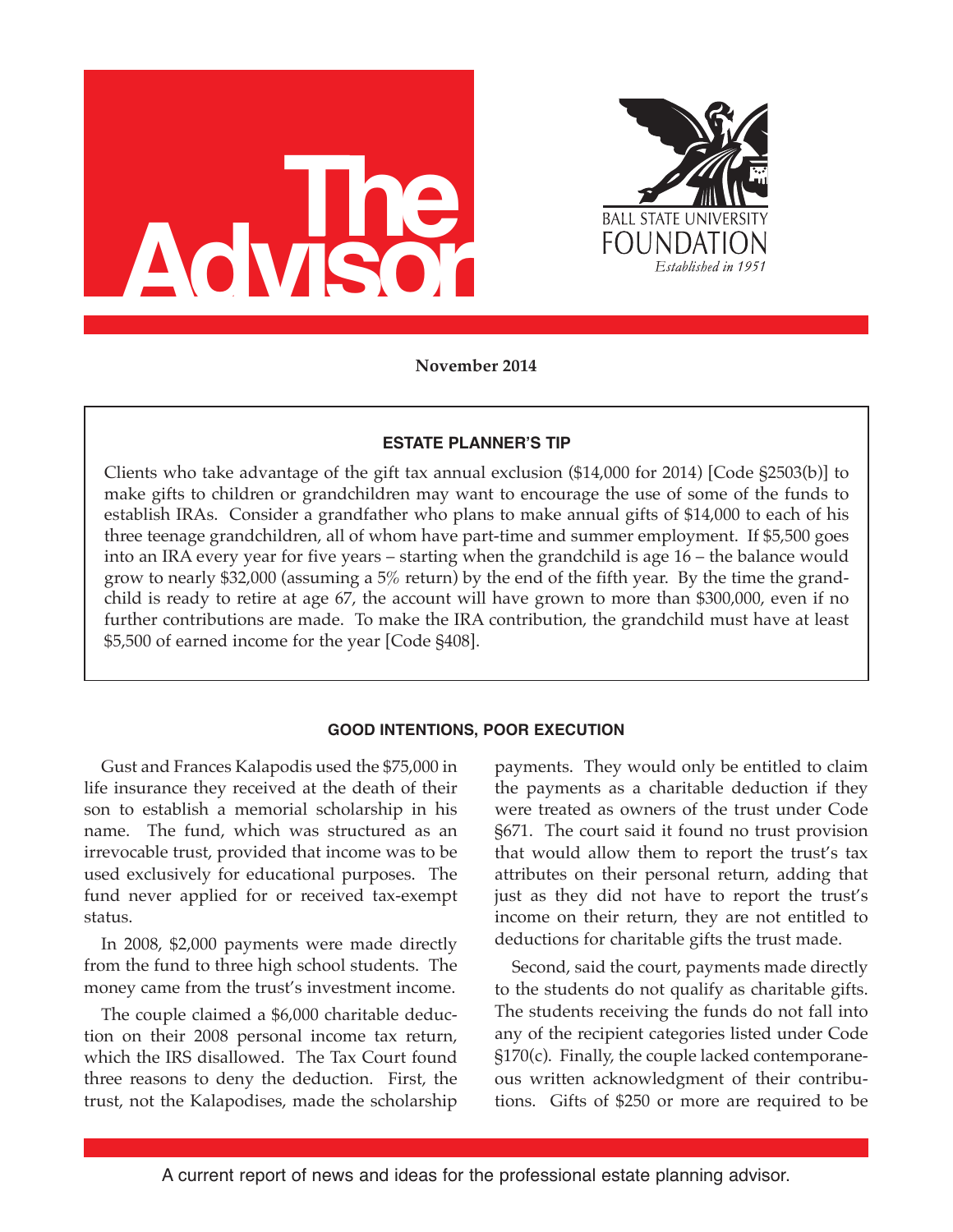# The Advisor

BALL STATE UNIVERSITY FOUNDATION
*Established in 1951*

**November 2014**

### ESTATE PLANNER'S TIP

Clients who take advantage of the gift tax annual exclusion ($14,000 for 2014) [Code §2503(b)] to make gifts to children or grandchildren may want to encourage the use of some of the funds to establish IRAs. Consider a grandfather who plans to make annual gifts of $14,000 to each of his three teenage grandchildren, all of whom have part-time and summer employment. If $5,500 goes into an IRA every year for five years – starting when the grandchild is age 16 – the balance would grow to nearly $32,000 (assuming a 5% return) by the end of the fifth year. By the time the grandchild is ready to retire at age 67, the account will have grown to more than $300,000, even if no further contributions are made. To make the IRA contribution, the grandchild must have at least $5,500 of earned income for the year [Code §408].

### GOOD INTENTIONS, POOR EXECUTION

Gust and Frances Kalapodis used the $75,000 in life insurance they received at the death of their son to establish a memorial scholarship in his name. The fund, which was structured as an irrevocable trust, provided that income was to be used exclusively for educational purposes. The fund never applied for or received tax-exempt status.

In 2008, $2,000 payments were made directly from the fund to three high school students. The money came from the trust's investment income.

The couple claimed a $6,000 charitable deduction on their 2008 personal income tax return, which the IRS disallowed. The Tax Court found three reasons to deny the deduction. First, the trust, not the Kalapodises, made the scholarship payments. They would only be entitled to claim the payments as a charitable deduction if they were treated as owners of the trust under Code §671. The court said it found no trust provision that would allow them to report the trust's tax attributes on their personal return, adding that just as they did not have to report the trust's income on their return, they are not entitled to deductions for charitable gifts the trust made.

Second, said the court, payments made directly to the students do not qualify as charitable gifts. The students receiving the funds do not fall into any of the recipient categories listed under Code §170(c). Finally, the couple lacked contemporaneous written acknowledgment of their contributions. Gifts of $250 or more are required to be

A current report of news and ideas for the professional estate planning advisor.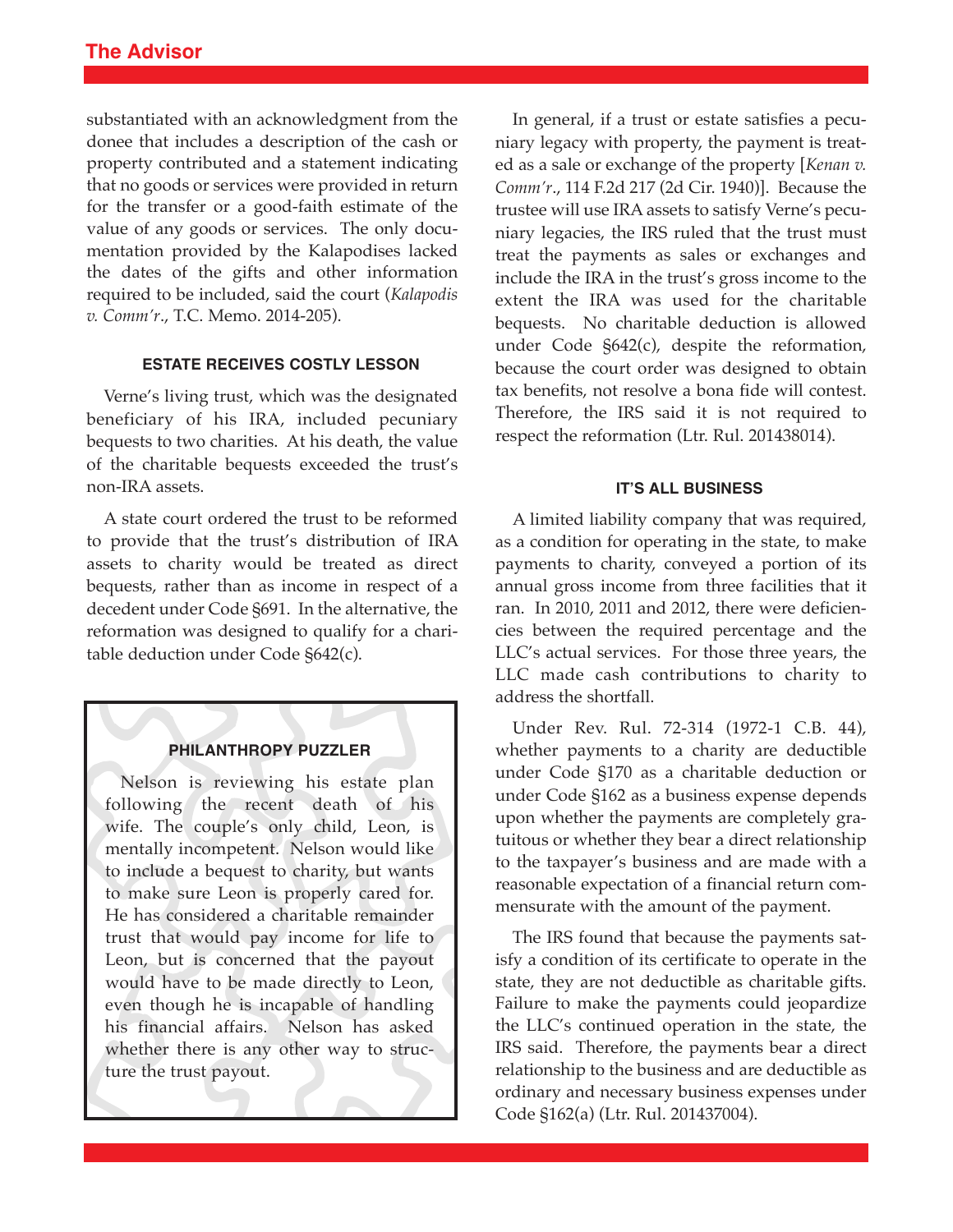substantiated with an acknowledgment from the donee that includes a description of the cash or property contributed and a statement indicating that no goods or services were provided in return for the transfer or a good-faith estimate of the value of any goods or services. The only documentation provided by the Kalapodises lacked the dates of the gifts and other information required to be included, said the court (*Kalapodis v. Comm'r*., T.C. Memo. 2014-205).

### ESTATE RECEIVES COSTLY LESSON

Verne's living trust, which was the designated beneficiary of his IRA, included pecuniary bequests to two charities. At his death, the value of the charitable bequests exceeded the trust's non-IRA assets.

A state court ordered the trust to be reformed to provide that the trust's distribution of IRA assets to charity would be treated as direct bequests, rather than as income in respect of a decedent under Code §691. In the alternative, the reformation was designed to qualify for a charitable deduction under Code §642(c).

In general, if a trust or estate satisfies a pecuniary legacy with property, the payment is treated as a sale or exchange of the property [*Kenan v. Comm'r*., 114 F.2d 217 (2d Cir. 1940)]. Because the trustee will use IRA assets to satisfy Verne's pecuniary legacies, the IRS ruled that the trust must treat the payments as sales or exchanges and include the IRA in the trust's gross income to the extent the IRA was used for the charitable bequests. No charitable deduction is allowed under Code §642(c), despite the reformation, because the court order was designed to obtain tax benefits, not resolve a bona fide will contest. Therefore, the IRS said it is not required to respect the reformation (Ltr. Rul. 201438014).

### IT'S ALL BUSINESS

A limited liability company that was required, as a condition for operating in the state, to make payments to charity, conveyed a portion of its annual gross income from three facilities that it ran. In 2010, 2011 and 2012, there were deficiencies between the required percentage and the LLC's actual services. For those three years, the LLC made cash contributions to charity to address the shortfall.

Under Rev. Rul. 72-314 (1972-1 C.B. 44), whether payments to a charity are deductible under Code §170 as a charitable deduction or under Code §162 as a business expense depends upon whether the payments are completely gratuitous or whether they bear a direct relationship to the taxpayer's business and are made with a reasonable expectation of a financial return commensurate with the amount of the payment.

The IRS found that because the payments satisfy a condition of its certificate to operate in the state, they are not deductible as charitable gifts. Failure to make the payments could jeopardize the LLC's continued operation in the state, the IRS said. Therefore, the payments bear a direct relationship to the business and are deductible as ordinary and necessary business expenses under Code §162(a) (Ltr. Rul. 201437004).

### PHILANTHROPY PUZZLER

Nelson is reviewing his estate plan following the recent death of his wife. The couple's only child, Leon, is mentally incompetent. Nelson would like to include a bequest to charity, but wants to make sure Leon is properly cared for. He has considered a charitable remainder trust that would pay income for life to Leon, but is concerned that the payout would have to be made directly to Leon, even though he is incapable of handling his financial affairs. Nelson has asked whether there is any other way to structure the trust payout.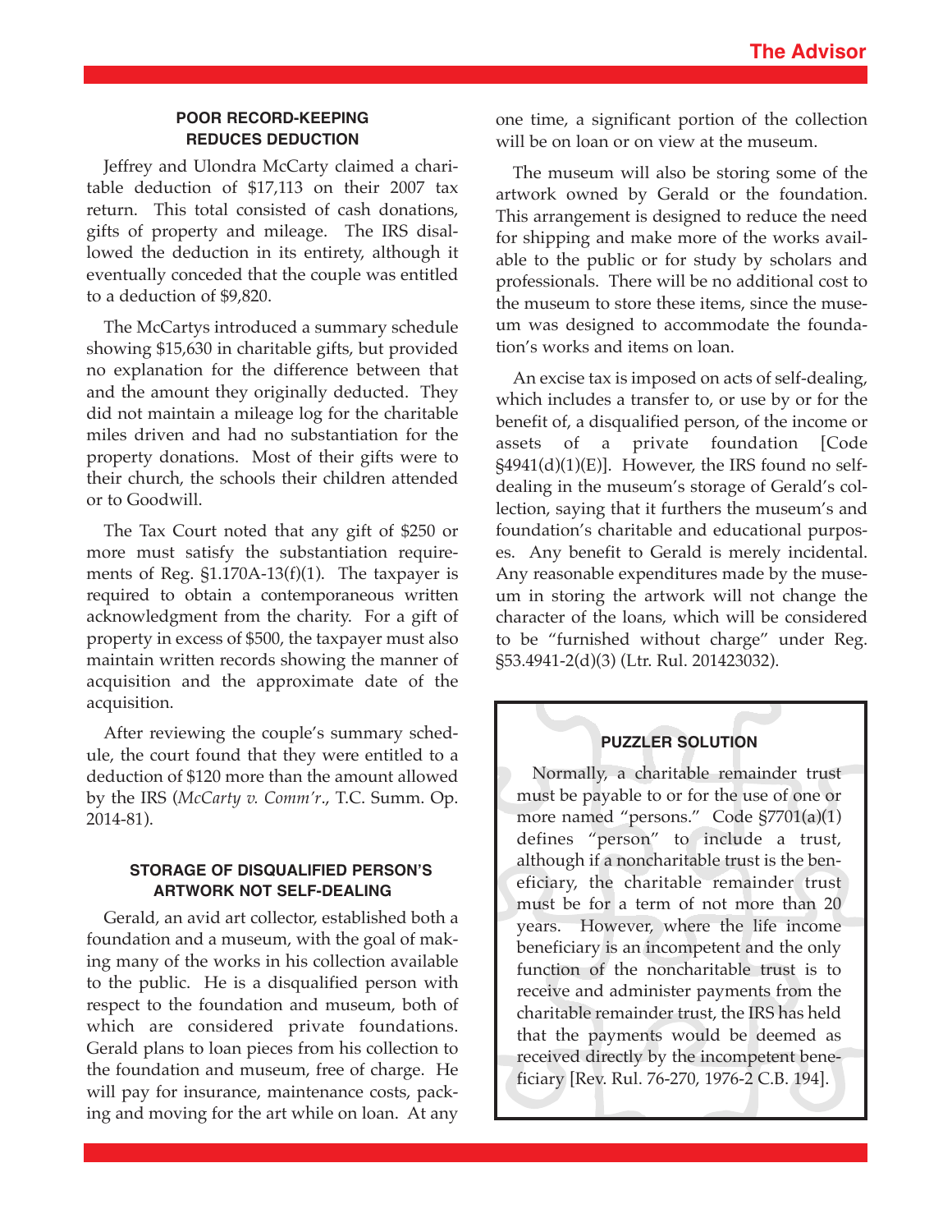### POOR RECORD-KEEPING REDUCES DEDUCTION

Jeffrey and Ulondra McCarty claimed a charitable deduction of $17,113 on their 2007 tax return. This total consisted of cash donations, gifts of property and mileage. The IRS disallowed the deduction in its entirety, although it eventually conceded that the couple was entitled to a deduction of $9,820.

The McCartys introduced a summary schedule showing $15,630 in charitable gifts, but provided no explanation for the difference between that and the amount they originally deducted. They did not maintain a mileage log for the charitable miles driven and had no substantiation for the property donations. Most of their gifts were to their church, the schools their children attended or to Goodwill.

The Tax Court noted that any gift of $250 or more must satisfy the substantiation requirements of Reg. §1.170A-13(f)(1). The taxpayer is required to obtain a contemporaneous written acknowledgment from the charity. For a gift of property in excess of $500, the taxpayer must also maintain written records showing the manner of acquisition and the approximate date of the acquisition.

After reviewing the couple's summary schedule, the court found that they were entitled to a deduction of $120 more than the amount allowed by the IRS (*McCarty v. Comm'r*., T.C. Summ. Op. 2014-81).

### STORAGE OF DISQUALIFIED PERSON'S ARTWORK NOT SELF-DEALING

Gerald, an avid art collector, established both a foundation and a museum, with the goal of making many of the works in his collection available to the public. He is a disqualified person with respect to the foundation and museum, both of which are considered private foundations. Gerald plans to loan pieces from his collection to the foundation and museum, free of charge. He will pay for insurance, maintenance costs, packing and moving for the art while on loan. At any one time, a significant portion of the collection will be on loan or on view at the museum.

The museum will also be storing some of the artwork owned by Gerald or the foundation. This arrangement is designed to reduce the need for shipping and make more of the works available to the public or for study by scholars and professionals. There will be no additional cost to the museum to store these items, since the museum was designed to accommodate the foundation's works and items on loan.

An excise tax is imposed on acts of self-dealing, which includes a transfer to, or use by or for the benefit of, a disqualified person, of the income or assets of a private foundation [Code §4941(d)(1)(E)]. However, the IRS found no self-dealing in the museum's storage of Gerald's collection, saying that it furthers the museum's and foundation's charitable and educational purposes. Any benefit to Gerald is merely incidental. Any reasonable expenditures made by the museum in storing the artwork will not change the character of the loans, which will be considered to be "furnished without charge" under Reg. §53.4941-2(d)(3) (Ltr. Rul. 201423032).

### PUZZLER SOLUTION

Normally, a charitable remainder trust must be payable to or for the use of one or more named "persons." Code §7701(a)(1) defines "person" to include a trust, although if a noncharitable trust is the beneficiary, the charitable remainder trust must be for a term of not more than 20 years. However, where the life income beneficiary is an incompetent and the only function of the noncharitable trust is to receive and administer payments from the charitable remainder trust, the IRS has held that the payments would be deemed as received directly by the incompetent beneficiary [Rev. Rul. 76-270, 1976-2 C.B. 194].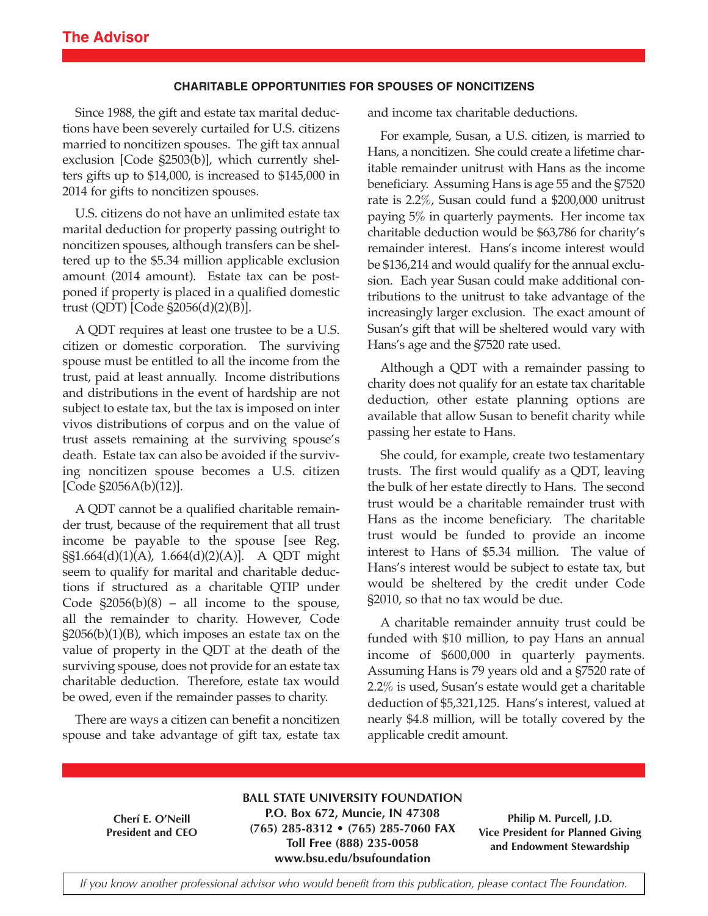## CHARITABLE OPPORTUNITIES FOR SPOUSES OF NONCITIZENS

Since 1988, the gift and estate tax marital deductions have been severely curtailed for U.S. citizens married to noncitizen spouses. The gift tax annual exclusion [Code §2503(b)], which currently shelters gifts up to $14,000, is increased to $145,000 in 2014 for gifts to noncitizen spouses.

U.S. citizens do not have an unlimited estate tax marital deduction for property passing outright to noncitizen spouses, although transfers can be sheltered up to the $5.34 million applicable exclusion amount (2014 amount). Estate tax can be postponed if property is placed in a qualified domestic trust (QDT) [Code §2056(d)(2)(B)].

A QDT requires at least one trustee to be a U.S. citizen or domestic corporation. The surviving spouse must be entitled to all the income from the trust, paid at least annually. Income distributions and distributions in the event of hardship are not subject to estate tax, but the tax is imposed on inter vivos distributions of corpus and on the value of trust assets remaining at the surviving spouse's death. Estate tax can also be avoided if the surviving noncitizen spouse becomes a U.S. citizen [Code §2056A(b)(12)].

A QDT cannot be a qualified charitable remainder trust, because of the requirement that all trust income be payable to the spouse [see Reg. §§1.664(d)(1)(A), 1.664(d)(2)(A)]. A QDT might seem to qualify for marital and charitable deductions if structured as a charitable QTIP under Code §2056(b)(8) – all income to the spouse, all the remainder to charity. However, Code §2056(b)(1)(B), which imposes an estate tax on the value of property in the QDT at the death of the surviving spouse, does not provide for an estate tax charitable deduction. Therefore, estate tax would be owed, even if the remainder passes to charity.

There are ways a citizen can benefit a noncitizen spouse and take advantage of gift tax, estate tax and income tax charitable deductions.

For example, Susan, a U.S. citizen, is married to Hans, a noncitizen. She could create a lifetime charitable remainder unitrust with Hans as the income beneficiary. Assuming Hans is age 55 and the §7520 rate is 2.2%, Susan could fund a $200,000 unitrust paying 5% in quarterly payments. Her income tax charitable deduction would be $63,786 for charity's remainder interest. Hans's income interest would be $136,214 and would qualify for the annual exclusion. Each year Susan could make additional contributions to the unitrust to take advantage of the increasingly larger exclusion. The exact amount of Susan's gift that will be sheltered would vary with Hans's age and the §7520 rate used.

Although a QDT with a remainder passing to charity does not qualify for an estate tax charitable deduction, other estate planning options are available that allow Susan to benefit charity while passing her estate to Hans.

She could, for example, create two testamentary trusts. The first would qualify as a QDT, leaving the bulk of her estate directly to Hans. The second trust would be a charitable remainder trust with Hans as the income beneficiary. The charitable trust would be funded to provide an income interest to Hans of $5.34 million. The value of Hans's interest would be subject to estate tax, but would be sheltered by the credit under Code §2010, so that no tax would be due.

A charitable remainder annuity trust could be funded with $10 million, to pay Hans an annual income of $600,000 in quarterly payments. Assuming Hans is 79 years old and a §7520 rate of 2.2% is used, Susan's estate would get a charitable deduction of $5,321,125. Hans's interest, valued at nearly $4.8 million, will be totally covered by the applicable credit amount.

**BALL STATE UNIVERSITY FOUNDATION**
**P.O. Box 672, Muncie, IN 47308**
**(765) 285-8312 • (765) 285-7060 FAX**
**Toll Free (888) 235-0058**
**www.bsu.edu/bsufoundation**

**Cherí E. O'Neill**
**President and CEO**

**Philip M. Purcell, J.D.**
**Vice President for Planned Giving and Endowment Stewardship**

*If you know another professional advisor who would benefit from this publication, please contact The Foundation.*